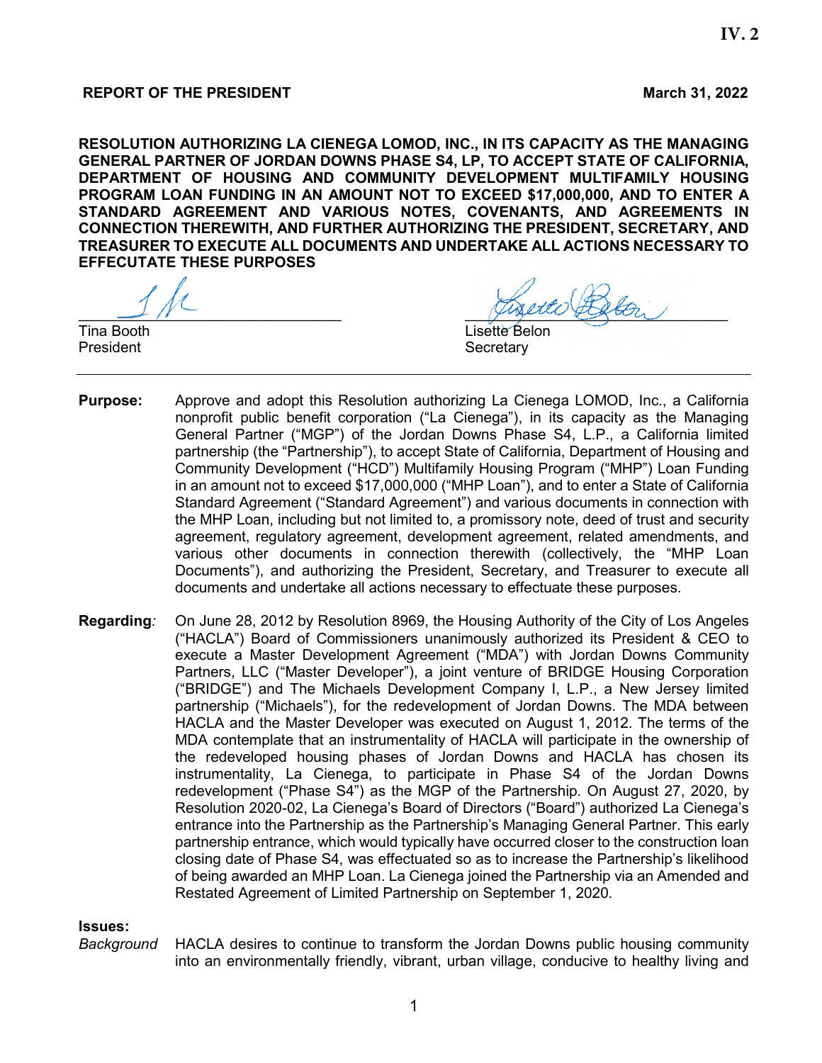**IV. 2**

**REPORT OF THE PRESIDENT** **March 31, 2022**

**RESOLUTION AUTHORIZING LA CIENEGA LOMOD, INC., IN ITS CAPACITY AS THE MANAGING GENERAL PARTNER OF JORDAN DOWNS PHASE S4, LP, TO ACCEPT STATE OF CALIFORNIA, DEPARTMENT OF HOUSING AND COMMUNITY DEVELOPMENT MULTIFAMILY HOUSING PROGRAM LOAN FUNDING IN AN AMOUNT NOT TO EXCEED $17,000,000, AND TO ENTER A STANDARD AGREEMENT AND VARIOUS NOTES, COVENANTS, AND AGREEMENTS IN CONNECTION THEREWITH, AND FURTHER AUTHORIZING THE PRESIDENT, SECRETARY, AND TREASURER TO EXECUTE ALL DOCUMENTS AND UNDERTAKE ALL ACTIONS NECESSARY TO EFFECTUATE THESE PURPOSES**

Tina Booth
President

Lisette Belon
Secretary

---

**Purpose:** Approve and adopt this Resolution authorizing La Cienega LOMOD, Inc., a California nonprofit public benefit corporation ("La Cienega"), in its capacity as the Managing General Partner ("MGP") of the Jordan Downs Phase S4, L.P., a California limited partnership (the "Partnership"), to accept State of California, Department of Housing and Community Development ("HCD") Multifamily Housing Program ("MHP") Loan Funding in an amount not to exceed $17,000,000 ("MHP Loan"), and to enter a State of California Standard Agreement ("Standard Agreement") and various documents in connection with the MHP Loan, including but not limited to, a promissory note, deed of trust and security agreement, regulatory agreement, development agreement, related amendments, and various other documents in connection therewith (collectively, the "MHP Loan Documents"), and authorizing the President, Secretary, and Treasurer to execute all documents and undertake all actions necessary to effectuate these purposes.

**Regarding***:* On June 28, 2012 by Resolution 8969, the Housing Authority of the City of Los Angeles ("HACLA") Board of Commissioners unanimously authorized its President & CEO to execute a Master Development Agreement ("MDA") with Jordan Downs Community Partners, LLC ("Master Developer"), a joint venture of BRIDGE Housing Corporation ("BRIDGE") and The Michaels Development Company I, L.P., a New Jersey limited partnership ("Michaels"), for the redevelopment of Jordan Downs. The MDA between HACLA and the Master Developer was executed on August 1, 2012. The terms of the MDA contemplate that an instrumentality of HACLA will participate in the ownership of the redeveloped housing phases of Jordan Downs and HACLA has chosen its instrumentality, La Cienega, to participate in Phase S4 of the Jordan Downs redevelopment ("Phase S4") as the MGP of the Partnership. On August 27, 2020, by Resolution 2020-02, La Cienega's Board of Directors ("Board") authorized La Cienega's entrance into the Partnership as the Partnership's Managing General Partner. This early partnership entrance, which would typically have occurred closer to the construction loan closing date of Phase S4, was effectuated so as to increase the Partnership's likelihood of being awarded an MHP Loan. La Cienega joined the Partnership via an Amended and Restated Agreement of Limited Partnership on September 1, 2020.

**Issues:**

*Background* HACLA desires to continue to transform the Jordan Downs public housing community into an environmentally friendly, vibrant, urban village, conducive to healthy living and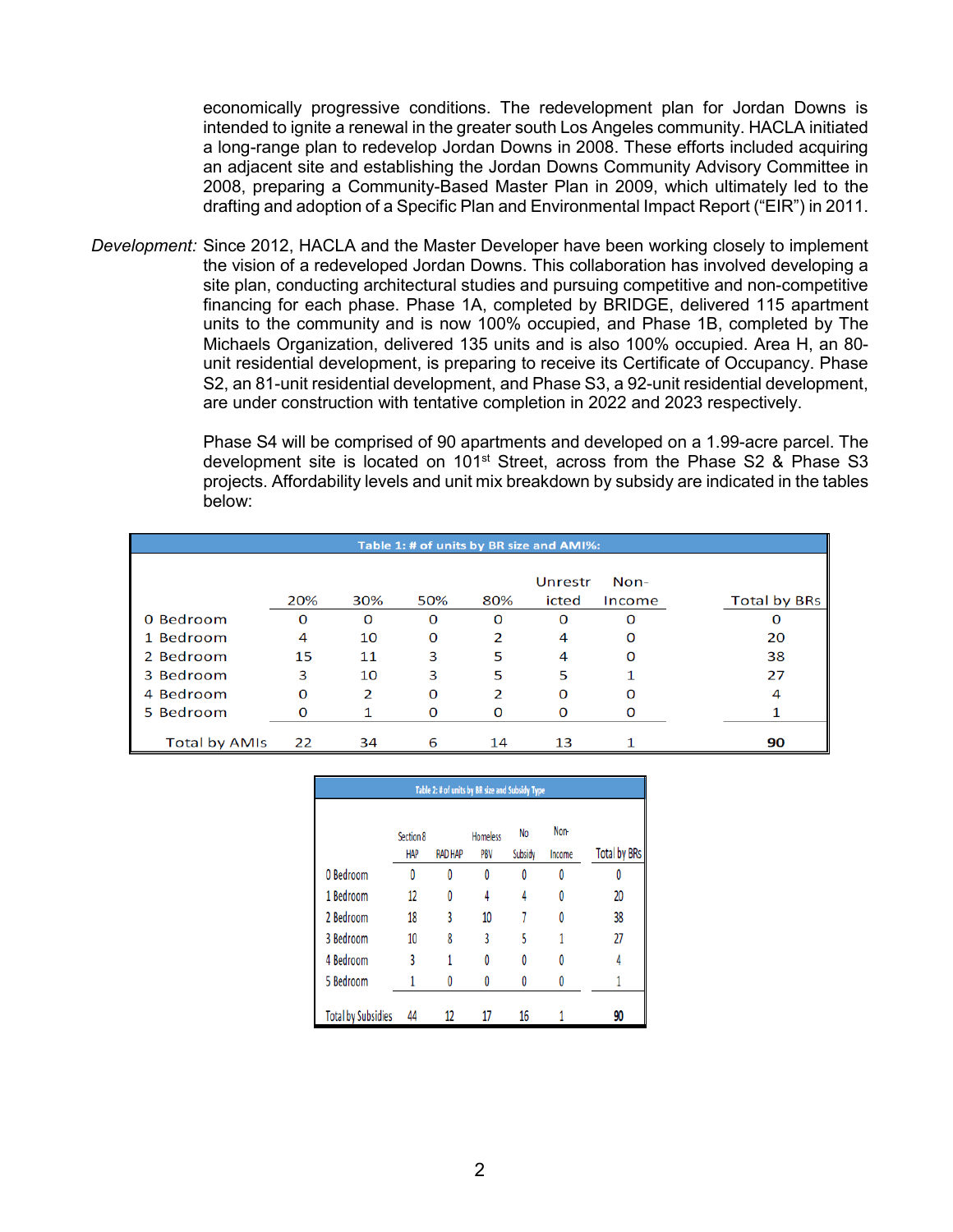economically progressive conditions. The redevelopment plan for Jordan Downs is intended to ignite a renewal in the greater south Los Angeles community. HACLA initiated a long-range plan to redevelop Jordan Downs in 2008. These efforts included acquiring an adjacent site and establishing the Jordan Downs Community Advisory Committee in 2008, preparing a Community-Based Master Plan in 2009, which ultimately led to the drafting and adoption of a Specific Plan and Environmental Impact Report ("EIR") in 2011.

*Development:* Since 2012, HACLA and the Master Developer have been working closely to implement the vision of a redeveloped Jordan Downs. This collaboration has involved developing a site plan, conducting architectural studies and pursuing competitive and non-competitive financing for each phase. Phase 1A, completed by BRIDGE, delivered 115 apartment units to the community and is now 100% occupied, and Phase 1B, completed by The Michaels Organization, delivered 135 units and is also 100% occupied. Area H, an 80-unit residential development, is preparing to receive its Certificate of Occupancy. Phase S2, an 81-unit residential development, and Phase S3, a 92-unit residential development, are under construction with tentative completion in 2022 and 2023 respectively.

Phase S4 will be comprised of 90 apartments and developed on a 1.99-acre parcel. The development site is located on 101st Street, across from the Phase S2 & Phase S3 projects. Affordability levels and unit mix breakdown by subsidy are indicated in the tables below:

**Table 1: # of units by BR size and AMI%:**

| | 20% | 30% | 50% | 80% | Unrestricted | Non-Income | Total by BRs |
|---|---|---|---|---|---|---|---|
| 0 Bedroom | 0 | 0 | 0 | 0 | 0 | 0 | 0 |
| 1 Bedroom | 4 | 10 | 0 | 2 | 4 | 0 | 20 |
| 2 Bedroom | 15 | 11 | 3 | 5 | 4 | 0 | 38 |
| 3 Bedroom | 3 | 10 | 3 | 5 | 5 | 1 | 27 |
| 4 Bedroom | 0 | 2 | 0 | 2 | 0 | 0 | 4 |
| 5 Bedroom | 0 | 1 | 0 | 0 | 0 | 0 | 1 |
| Total by AMIs | 22 | 34 | 6 | 14 | 13 | 1 | **90** |

**Table 2: # of units by BR size and Subsidy Type**

| | Section 8 HAP | RAD HAP | Homeless PBV | No Subsidy | Non-Income | Total by BRs |
|---|---|---|---|---|---|---|
| 0 Bedroom | 0 | 0 | 0 | 0 | 0 | 0 |
| 1 Bedroom | 12 | 0 | 4 | 4 | 0 | 20 |
| 2 Bedroom | 18 | 3 | 10 | 7 | 0 | 38 |
| 3 Bedroom | 10 | 8 | 3 | 5 | 1 | 27 |
| 4 Bedroom | 3 | 1 | 0 | 0 | 0 | 4 |
| 5 Bedroom | 1 | 0 | 0 | 0 | 0 | 1 |
| Total by Subsidies | 44 | 12 | 17 | 16 | 1 | **90** |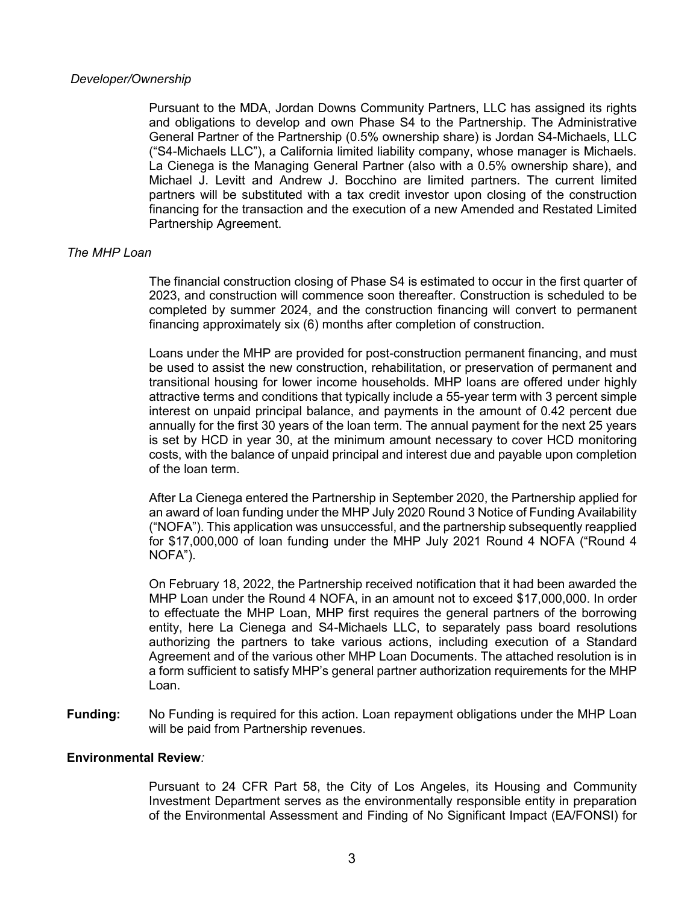*Developer/Ownership*

Pursuant to the MDA, Jordan Downs Community Partners, LLC has assigned its rights and obligations to develop and own Phase S4 to the Partnership. The Administrative General Partner of the Partnership (0.5% ownership share) is Jordan S4-Michaels, LLC ("S4-Michaels LLC"), a California limited liability company, whose manager is Michaels. La Cienega is the Managing General Partner (also with a 0.5% ownership share), and Michael J. Levitt and Andrew J. Bocchino are limited partners. The current limited partners will be substituted with a tax credit investor upon closing of the construction financing for the transaction and the execution of a new Amended and Restated Limited Partnership Agreement.

*The MHP Loan*

The financial construction closing of Phase S4 is estimated to occur in the first quarter of 2023, and construction will commence soon thereafter. Construction is scheduled to be completed by summer 2024, and the construction financing will convert to permanent financing approximately six (6) months after completion of construction.

Loans under the MHP are provided for post-construction permanent financing, and must be used to assist the new construction, rehabilitation, or preservation of permanent and transitional housing for lower income households. MHP loans are offered under highly attractive terms and conditions that typically include a 55-year term with 3 percent simple interest on unpaid principal balance, and payments in the amount of 0.42 percent due annually for the first 30 years of the loan term. The annual payment for the next 25 years is set by HCD in year 30, at the minimum amount necessary to cover HCD monitoring costs, with the balance of unpaid principal and interest due and payable upon completion of the loan term.

After La Cienega entered the Partnership in September 2020, the Partnership applied for an award of loan funding under the MHP July 2020 Round 3 Notice of Funding Availability ("NOFA"). This application was unsuccessful, and the partnership subsequently reapplied for $17,000,000 of loan funding under the MHP July 2021 Round 4 NOFA ("Round 4 NOFA").

On February 18, 2022, the Partnership received notification that it had been awarded the MHP Loan under the Round 4 NOFA, in an amount not to exceed $17,000,000. In order to effectuate the MHP Loan, MHP first requires the general partners of the borrowing entity, here La Cienega and S4-Michaels LLC, to separately pass board resolutions authorizing the partners to take various actions, including execution of a Standard Agreement and of the various other MHP Loan Documents. The attached resolution is in a form sufficient to satisfy MHP's general partner authorization requirements for the MHP Loan.

**Funding:** No Funding is required for this action. Loan repayment obligations under the MHP Loan will be paid from Partnership revenues.

**Environmental Review***:*

Pursuant to 24 CFR Part 58, the City of Los Angeles, its Housing and Community Investment Department serves as the environmentally responsible entity in preparation of the Environmental Assessment and Finding of No Significant Impact (EA/FONSI) for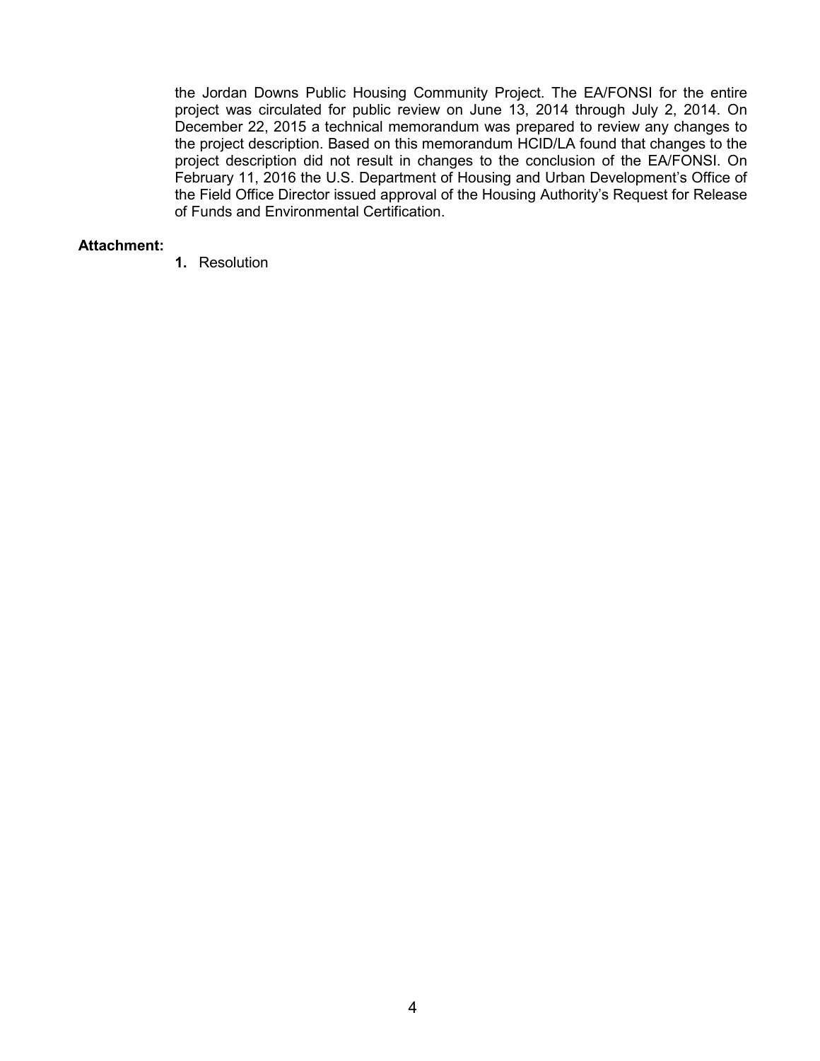the Jordan Downs Public Housing Community Project. The EA/FONSI for the entire project was circulated for public review on June 13, 2014 through July 2, 2014. On December 22, 2015 a technical memorandum was prepared to review any changes to the project description. Based on this memorandum HCID/LA found that changes to the project description did not result in changes to the conclusion of the EA/FONSI. On February 11, 2016 the U.S. Department of Housing and Urban Development's Office of the Field Office Director issued approval of the Housing Authority's Request for Release of Funds and Environmental Certification.

**Attachment:**

1. Resolution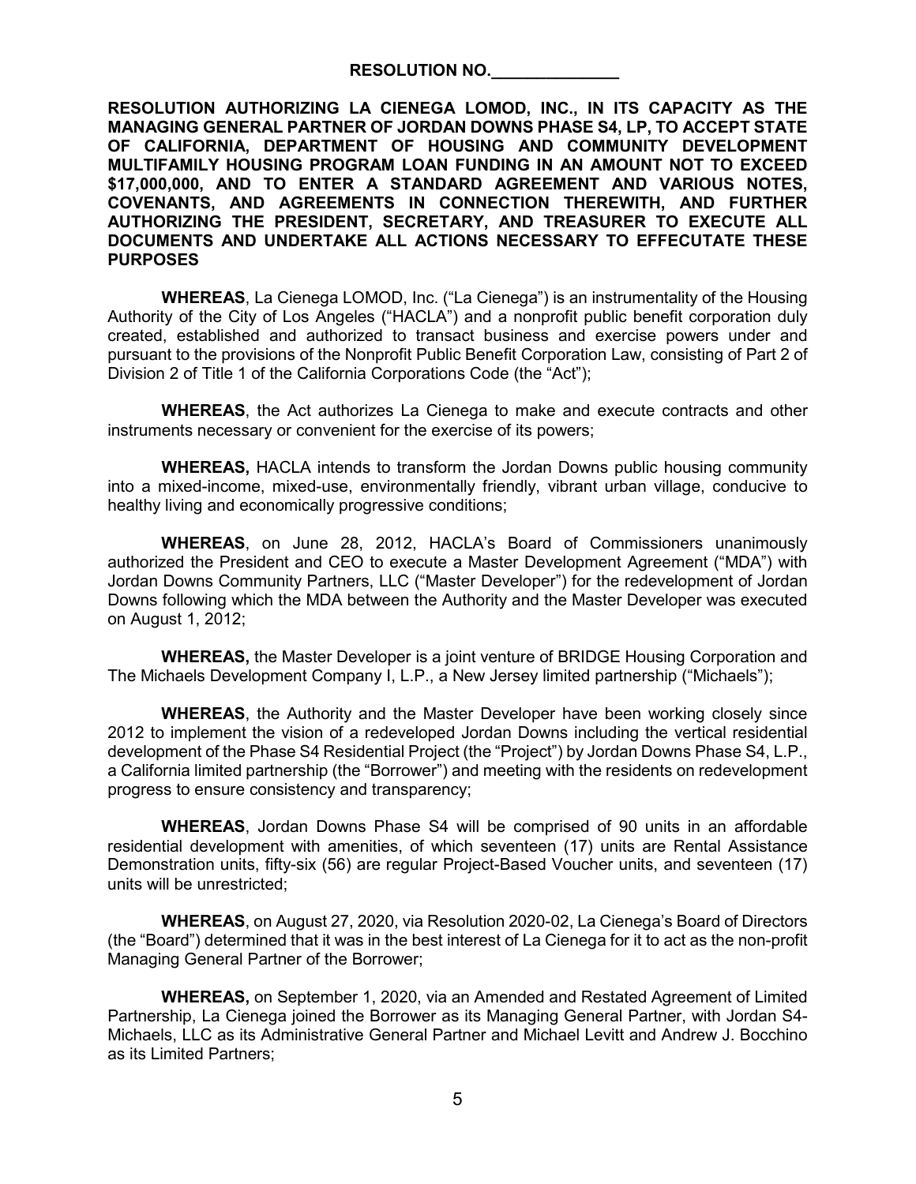**RESOLUTION NO.______________**

**RESOLUTION AUTHORIZING LA CIENEGA LOMOD, INC., IN ITS CAPACITY AS THE MANAGING GENERAL PARTNER OF JORDAN DOWNS PHASE S4, LP, TO ACCEPT STATE OF CALIFORNIA, DEPARTMENT OF HOUSING AND COMMUNITY DEVELOPMENT MULTIFAMILY HOUSING PROGRAM LOAN FUNDING IN AN AMOUNT NOT TO EXCEED $17,000,000, AND TO ENTER A STANDARD AGREEMENT AND VARIOUS NOTES, COVENANTS, AND AGREEMENTS IN CONNECTION THEREWITH, AND FURTHER AUTHORIZING THE PRESIDENT, SECRETARY, AND TREASURER TO EXECUTE ALL DOCUMENTS AND UNDERTAKE ALL ACTIONS NECESSARY TO EFFECUTATE THESE PURPOSES**

**WHEREAS**, La Cienega LOMOD, Inc. ("La Cienega") is an instrumentality of the Housing Authority of the City of Los Angeles ("HACLA") and a nonprofit public benefit corporation duly created, established and authorized to transact business and exercise powers under and pursuant to the provisions of the Nonprofit Public Benefit Corporation Law, consisting of Part 2 of Division 2 of Title 1 of the California Corporations Code (the "Act");

**WHEREAS**, the Act authorizes La Cienega to make and execute contracts and other instruments necessary or convenient for the exercise of its powers;

**WHEREAS,** HACLA intends to transform the Jordan Downs public housing community into a mixed-income, mixed-use, environmentally friendly, vibrant urban village, conducive to healthy living and economically progressive conditions;

**WHEREAS**, on June 28, 2012, HACLA's Board of Commissioners unanimously authorized the President and CEO to execute a Master Development Agreement ("MDA") with Jordan Downs Community Partners, LLC ("Master Developer") for the redevelopment of Jordan Downs following which the MDA between the Authority and the Master Developer was executed on August 1, 2012;

**WHEREAS,** the Master Developer is a joint venture of BRIDGE Housing Corporation and The Michaels Development Company I, L.P., a New Jersey limited partnership ("Michaels");

**WHEREAS**, the Authority and the Master Developer have been working closely since 2012 to implement the vision of a redeveloped Jordan Downs including the vertical residential development of the Phase S4 Residential Project (the "Project") by Jordan Downs Phase S4, L.P., a California limited partnership (the "Borrower") and meeting with the residents on redevelopment progress to ensure consistency and transparency;

**WHEREAS**, Jordan Downs Phase S4 will be comprised of 90 units in an affordable residential development with amenities, of which seventeen (17) units are Rental Assistance Demonstration units, fifty-six (56) are regular Project-Based Voucher units, and seventeen (17) units will be unrestricted;

**WHEREAS**, on August 27, 2020, via Resolution 2020-02, La Cienega's Board of Directors (the "Board") determined that it was in the best interest of La Cienega for it to act as the non-profit Managing General Partner of the Borrower;

**WHEREAS,** on September 1, 2020, via an Amended and Restated Agreement of Limited Partnership, La Cienega joined the Borrower as its Managing General Partner, with Jordan S4-Michaels, LLC as its Administrative General Partner and Michael Levitt and Andrew J. Bocchino as its Limited Partners;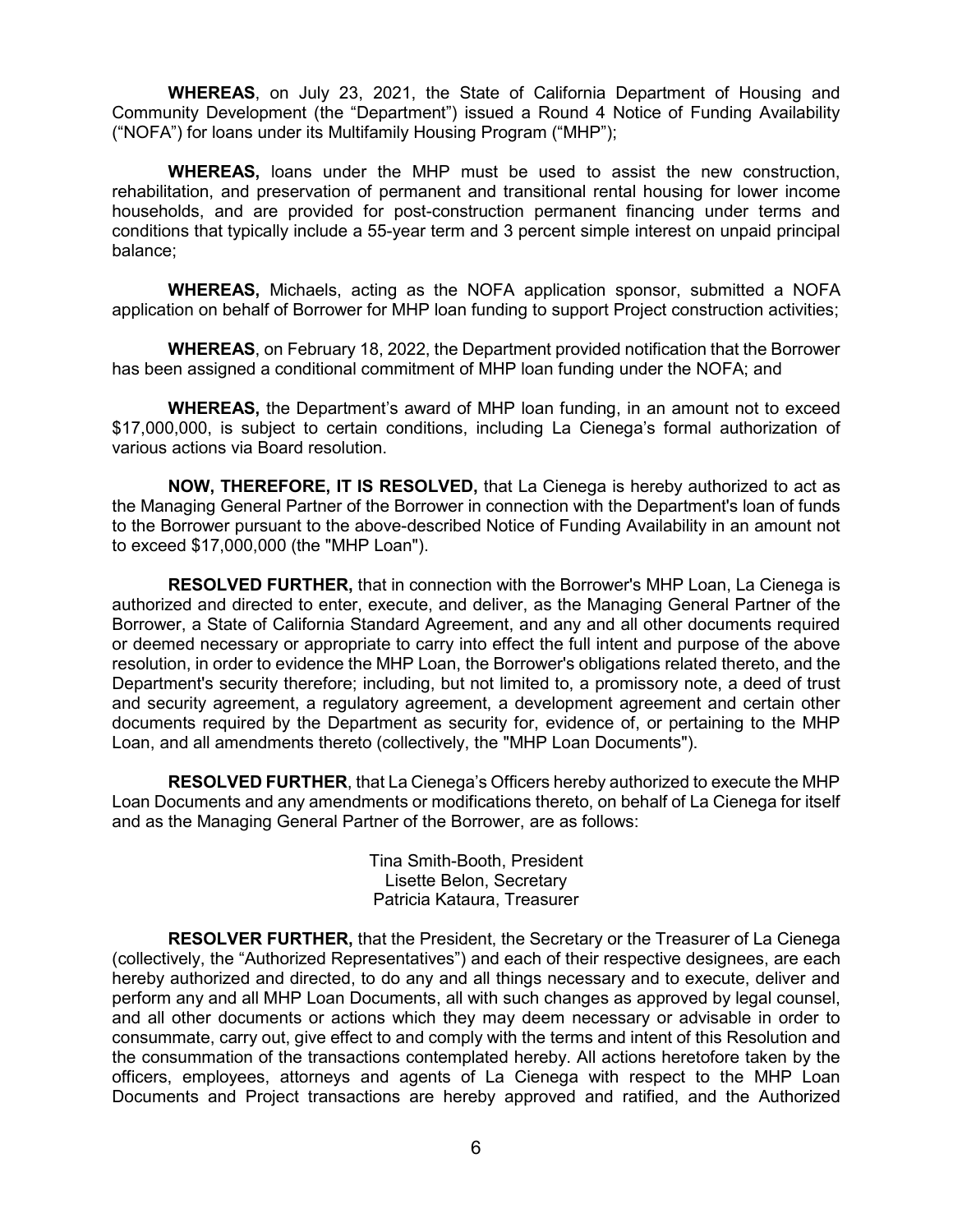**WHEREAS**, on July 23, 2021, the State of California Department of Housing and Community Development (the "Department") issued a Round 4 Notice of Funding Availability ("NOFA") for loans under its Multifamily Housing Program ("MHP");

**WHEREAS,** loans under the MHP must be used to assist the new construction, rehabilitation, and preservation of permanent and transitional rental housing for lower income households, and are provided for post-construction permanent financing under terms and conditions that typically include a 55-year term and 3 percent simple interest on unpaid principal balance;

**WHEREAS,** Michaels, acting as the NOFA application sponsor, submitted a NOFA application on behalf of Borrower for MHP loan funding to support Project construction activities;

**WHEREAS**, on February 18, 2022, the Department provided notification that the Borrower has been assigned a conditional commitment of MHP loan funding under the NOFA; and

**WHEREAS,** the Department's award of MHP loan funding, in an amount not to exceed $17,000,000, is subject to certain conditions, including La Cienega's formal authorization of various actions via Board resolution.

**NOW, THEREFORE, IT IS RESOLVED,** that La Cienega is hereby authorized to act as the Managing General Partner of the Borrower in connection with the Department's loan of funds to the Borrower pursuant to the above-described Notice of Funding Availability in an amount not to exceed $17,000,000 (the "MHP Loan").

**RESOLVED FURTHER,** that in connection with the Borrower's MHP Loan, La Cienega is authorized and directed to enter, execute, and deliver, as the Managing General Partner of the Borrower, a State of California Standard Agreement, and any and all other documents required or deemed necessary or appropriate to carry into effect the full intent and purpose of the above resolution, in order to evidence the MHP Loan, the Borrower's obligations related thereto, and the Department's security therefore; including, but not limited to, a promissory note, a deed of trust and security agreement, a regulatory agreement, a development agreement and certain other documents required by the Department as security for, evidence of, or pertaining to the MHP Loan, and all amendments thereto (collectively, the "MHP Loan Documents").

**RESOLVED FURTHER**, that La Cienega's Officers hereby authorized to execute the MHP Loan Documents and any amendments or modifications thereto, on behalf of La Cienega for itself and as the Managing General Partner of the Borrower, are as follows:

Tina Smith-Booth, President
Lisette Belon, Secretary
Patricia Kataura, Treasurer

**RESOLVER FURTHER,** that the President, the Secretary or the Treasurer of La Cienega (collectively, the "Authorized Representatives") and each of their respective designees, are each hereby authorized and directed, to do any and all things necessary and to execute, deliver and perform any and all MHP Loan Documents, all with such changes as approved by legal counsel, and all other documents or actions which they may deem necessary or advisable in order to consummate, carry out, give effect to and comply with the terms and intent of this Resolution and the consummation of the transactions contemplated hereby. All actions heretofore taken by the officers, employees, attorneys and agents of La Cienega with respect to the MHP Loan Documents and Project transactions are hereby approved and ratified, and the Authorized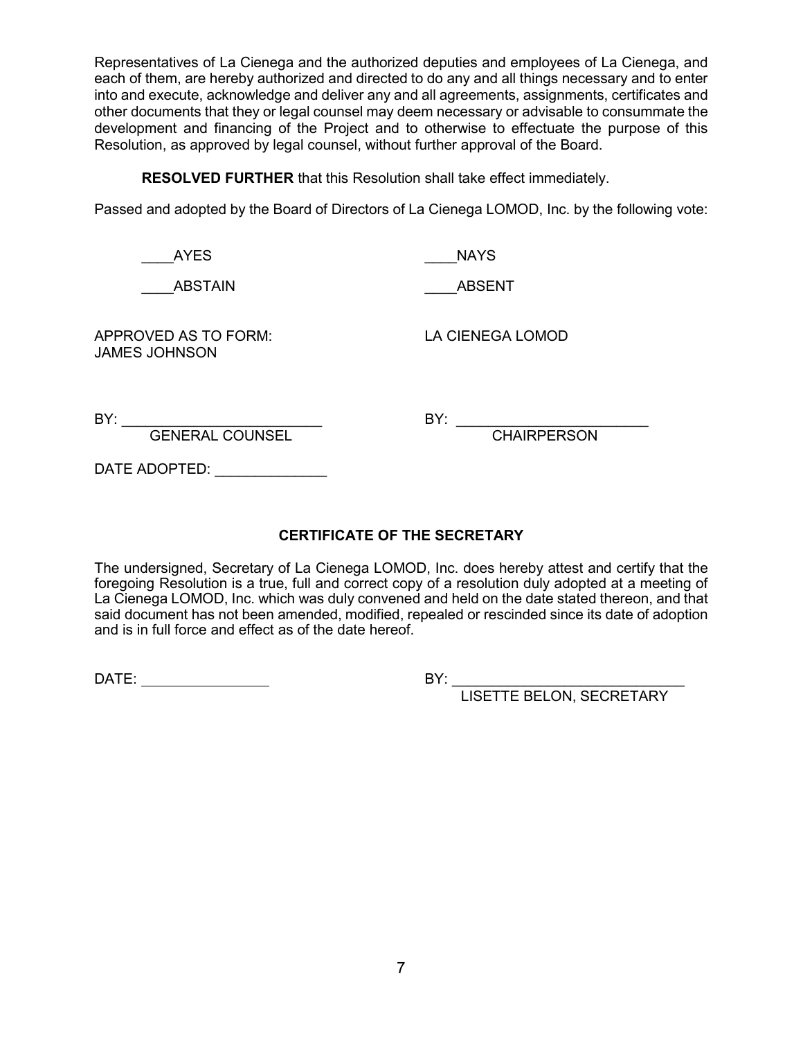Representatives of La Cienega and the authorized deputies and employees of La Cienega, and each of them, are hereby authorized and directed to do any and all things necessary and to enter into and execute, acknowledge and deliver any and all agreements, assignments, certificates and other documents that they or legal counsel may deem necessary or advisable to consummate the development and financing of the Project and to otherwise to effectuate the purpose of this Resolution, as approved by legal counsel, without further approval of the Board.

**RESOLVED FURTHER** that this Resolution shall take effect immediately.

Passed and adopted by the Board of Directors of La Cienega LOMOD, Inc. by the following vote:

____AYES ____NAYS

____ABSTAIN ____ABSENT

APPROVED AS TO FORM:
JAMES JOHNSON

BY: ________________________
GENERAL COUNSEL

LA CIENEGA LOMOD

BY: ________________________
CHAIRPERSON

DATE ADOPTED: ______________

**CERTIFICATE OF THE SECRETARY**

The undersigned, Secretary of La Cienega LOMOD, Inc. does hereby attest and certify that the foregoing Resolution is a true, full and correct copy of a resolution duly adopted at a meeting of La Cienega LOMOD, Inc. which was duly convened and held on the date stated thereon, and that said document has not been amended, modified, repealed or rescinded since its date of adoption and is in full force and effect as of the date hereof.

DATE: ________________

BY: ____________________________
LISETTE BELON, SECRETARY